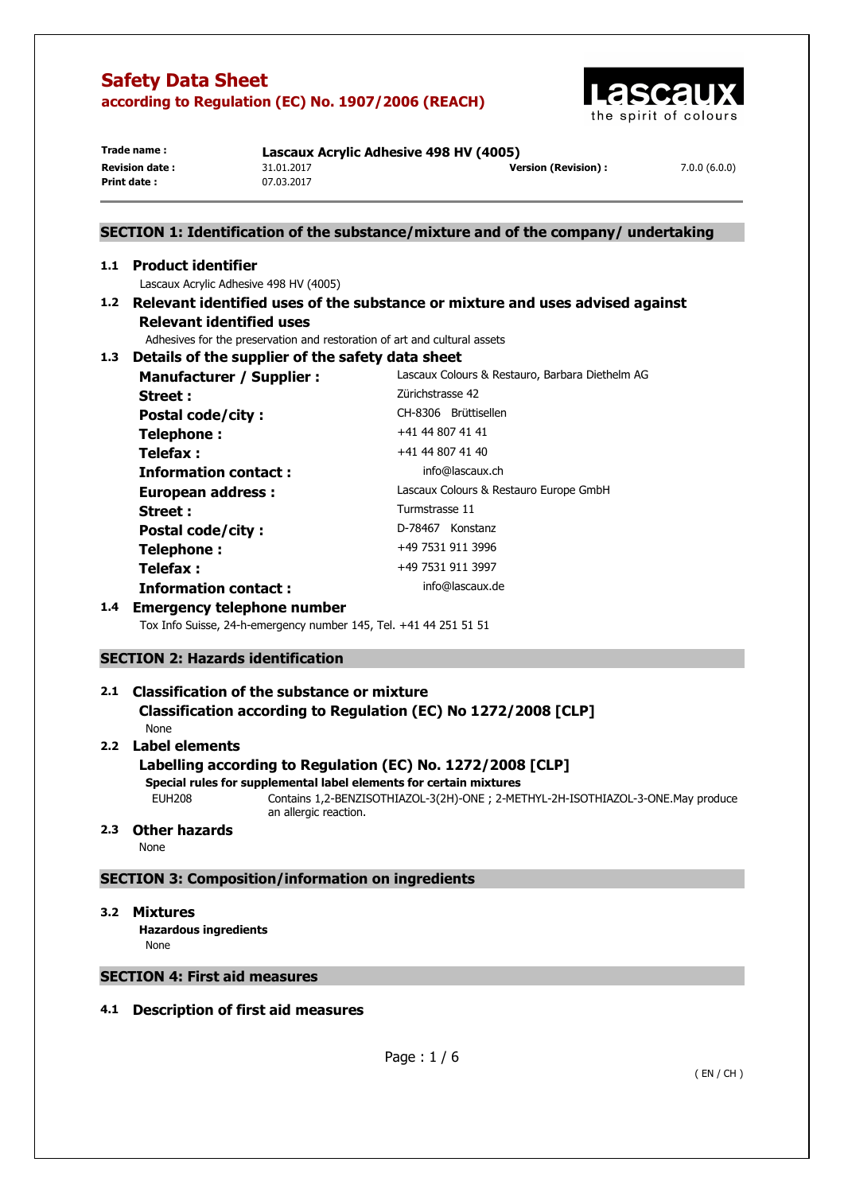# Safety Data Sheet

## according to Regulation (EC) No. 1907/2006 (REACH)

| | | | |
|---|---|---|---|
| **Trade name :** | **Lascaux Acrylic Adhesive 498 HV (4005)** | | |
| **Revision date :** | 31.01.2017 | **Version (Revision) :** | 7.0.0 (6.0.0) |
| **Print date :** | 07.03.2017 | | |

## SECTION 1: Identification of the substance/mixture and of the company/ undertaking

### 1.1 Product identifier

Lascaux Acrylic Adhesive 498 HV (4005)

### 1.2 Relevant identified uses of the substance or mixture and uses advised against

**Relevant identified uses**

Adhesives for the preservation and restoration of art and cultural assets

### 1.3 Details of the supplier of the safety data sheet

| | |
|---|---|
| **Manufacturer / Supplier :** | Lascaux Colours & Restauro, Barbara Diethelm AG |
| **Street :** | Zürichstrasse 42 |
| **Postal code/city :** | CH-8306 Brüttisellen |
| **Telephone :** | +41 44 807 41 41 |
| **Telefax :** | +41 44 807 41 40 |
| **Information contact :** | info@lascaux.ch |
| **European address :** | Lascaux Colours & Restauro Europe GmbH |
| **Street :** | Turmstrasse 11 |
| **Postal code/city :** | D-78467 Konstanz |
| **Telephone :** | +49 7531 911 3996 |
| **Telefax :** | +49 7531 911 3997 |
| **Information contact :** | info@lascaux.de |

### 1.4 Emergency telephone number

Tox Info Suisse, 24-h-emergency number 145, Tel. +41 44 251 51 51

## SECTION 2: Hazards identification

### 2.1 Classification of the substance or mixture

**Classification according to Regulation (EC) No 1272/2008 [CLP]**

None

### 2.2 Label elements

**Labelling according to Regulation (EC) No. 1272/2008 [CLP]**

**Special rules for supplemental label elements for certain mixtures**

EUH208 — Contains 1,2-BENZISOTHIAZOL-3(2H)-ONE ; 2-METHYL-2H-ISOTHIAZOL-3-ONE.May produce an allergic reaction.

### 2.3 Other hazards

None

## SECTION 3: Composition/information on ingredients

### 3.2 Mixtures

**Hazardous ingredients**

None

## SECTION 4: First aid measures

### 4.1 Description of first aid measures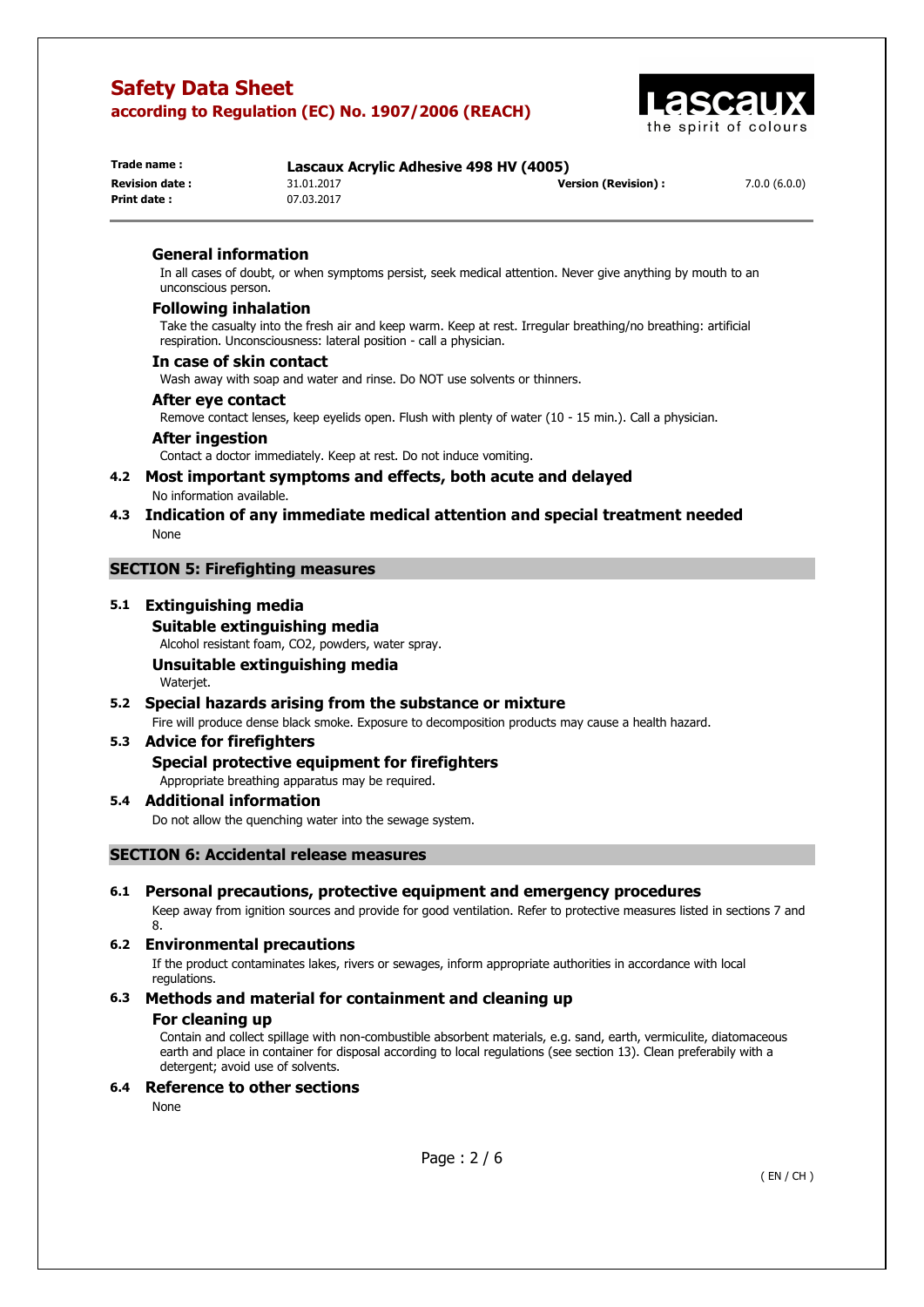### General information

In all cases of doubt, or when symptoms persist, seek medical attention. Never give anything by mouth to an unconscious person.

### Following inhalation

Take the casualty into the fresh air and keep warm. Keep at rest. Irregular breathing/no breathing: artificial respiration. Unconsciousness: lateral position - call a physician.

### In case of skin contact

Wash away with soap and water and rinse. Do NOT use solvents or thinners.

### After eye contact

Remove contact lenses, keep eyelids open. Flush with plenty of water (10 - 15 min.). Call a physician.

### After ingestion

Contact a doctor immediately. Keep at rest. Do not induce vomiting.

## 4.2 Most important symptoms and effects, both acute and delayed

No information available.

## 4.3 Indication of any immediate medical attention and special treatment needed

None

# SECTION 5: Firefighting measures

## 5.1 Extinguishing media

### Suitable extinguishing media

Alcohol resistant foam, $CO_2$, powders, water spray.

### Unsuitable extinguishing media

Waterjet.

## 5.2 Special hazards arising from the substance or mixture

Fire will produce dense black smoke. Exposure to decomposition products may cause a health hazard.

## 5.3 Advice for firefighters

### Special protective equipment for firefighters

Appropriate breathing apparatus may be required.

## 5.4 Additional information

Do not allow the quenching water into the sewage system.

# SECTION 6: Accidental release measures

## 6.1 Personal precautions, protective equipment and emergency procedures

Keep away from ignition sources and provide for good ventilation. Refer to protective measures listed in sections 7 and 8.

## 6.2 Environmental precautions

If the product contaminates lakes, rivers or sewages, inform appropriate authorities in accordance with local regulations.

## 6.3 Methods and material for containment and cleaning up

### For cleaning up

Contain and collect spillage with non-combustible absorbent materials, e.g. sand, earth, vermiculite, diatomaceous earth and place in container for disposal according to local regulations (see section 13). Clean preferabily with a detergent; avoid use of solvents.

## 6.4 Reference to other sections

None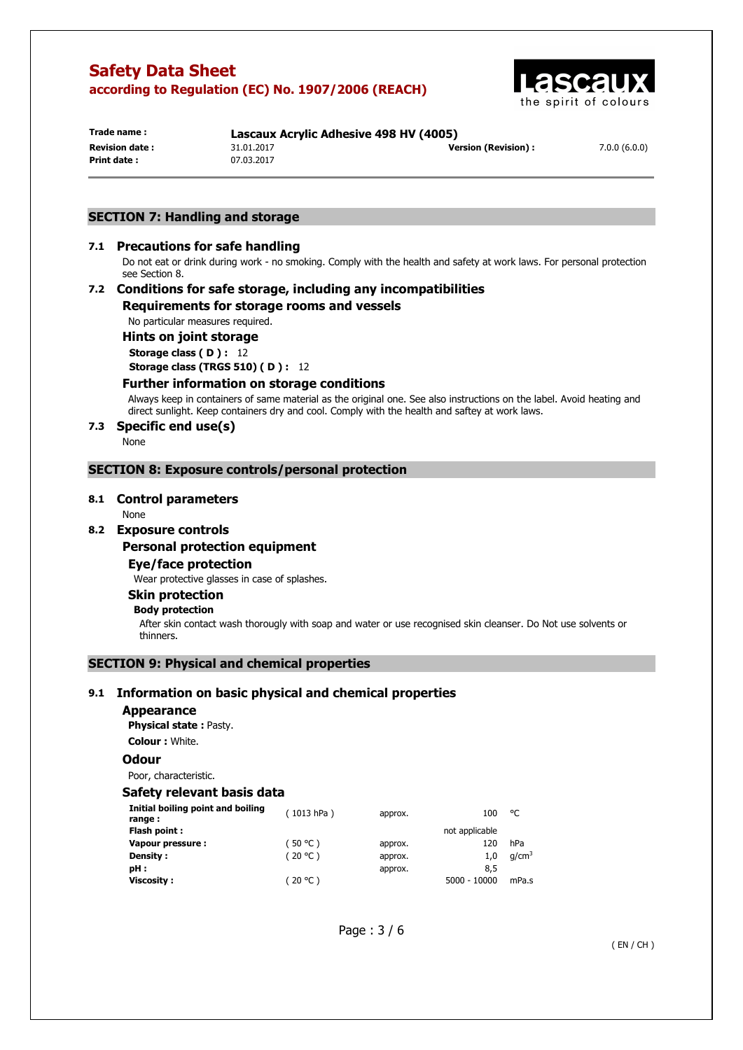## SECTION 7: Handling and storage

### 7.1 Precautions for safe handling

Do not eat or drink during work - no smoking. Comply with the health and safety at work laws. For personal protection see Section 8.

### 7.2 Conditions for safe storage, including any incompatibilities

#### Requirements for storage rooms and vessels

No particular measures required.

#### Hints on joint storage

**Storage class ( D ) :** 12

**Storage class (TRGS 510) ( D ) :** 12

#### Further information on storage conditions

Always keep in containers of same material as the original one. See also instructions on the label. Avoid heating and direct sunlight. Keep containers dry and cool. Comply with the health and saftey at work laws.

### 7.3 Specific end use(s)

None

## SECTION 8: Exposure controls/personal protection

### 8.1 Control parameters

None

### 8.2 Exposure controls

#### Personal protection equipment

##### Eye/face protection

Wear protective glasses in case of splashes.

##### Skin protection

**Body protection**

After skin contact wash thorougly with soap and water or use recognised skin cleanser. Do Not use solvents or thinners.

## SECTION 9: Physical and chemical properties

### 9.1 Information on basic physical and chemical properties

#### Appearance

**Physical state :** Pasty.

**Colour :** White.

#### Odour

Poor, characteristic.

#### Safety relevant basis data

| | | | | |
|---|---|---|---|---|
| **Initial boiling point and boiling range :** | ( 1013 hPa ) | approx. | 100 | °C |
| **Flash point :** | | | not applicable | |
| **Vapour pressure :** | ( 50 °C ) | approx. | 120 | hPa |
| **Density :** | ( 20 °C ) | approx. | 1,0 | $g/cm^3$ |
| **pH :** | | approx. | 8,5 | |
| **Viscosity :** | ( 20 °C ) | | 5000 - 10000 | mPa.s |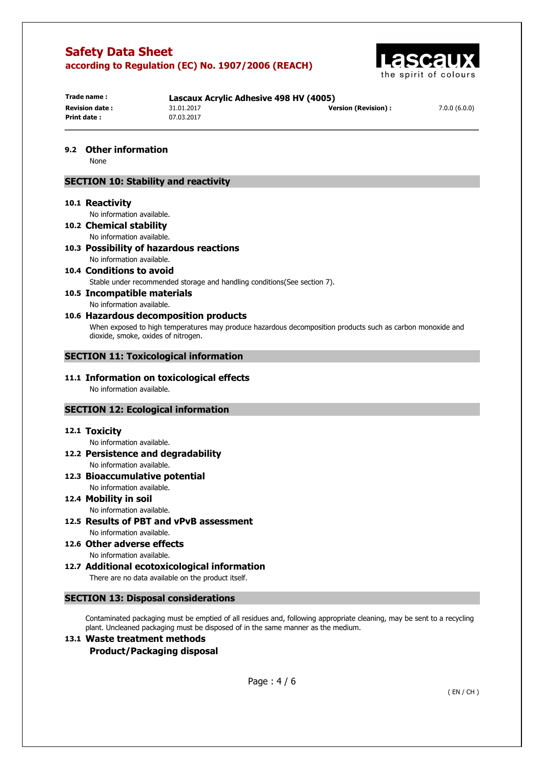### 9.2 Other information

None

## SECTION 10: Stability and reactivity

### 10.1 Reactivity

No information available.

### 10.2 Chemical stability

No information available.

### 10.3 Possibility of hazardous reactions

No information available.

### 10.4 Conditions to avoid

Stable under recommended storage and handling conditions(See section 7).

### 10.5 Incompatible materials

No information available.

### 10.6 Hazardous decomposition products

When exposed to high temperatures may produce hazardous decomposition products such as carbon monoxide and dioxide, smoke, oxides of nitrogen.

## SECTION 11: Toxicological information

### 11.1 Information on toxicological effects

No information available.

## SECTION 12: Ecological information

### 12.1 Toxicity

No information available.

### 12.2 Persistence and degradability

No information available.

### 12.3 Bioaccumulative potential

No information available.

### 12.4 Mobility in soil

No information available.

### 12.5 Results of PBT and vPvB assessment

No information available.

### 12.6 Other adverse effects

No information available.

### 12.7 Additional ecotoxicological information

There are no data available on the product itself.

## SECTION 13: Disposal considerations

Contaminated packaging must be emptied of all residues and, following appropriate cleaning, may be sent to a recycling plant. Uncleaned packaging must be disposed of in the same manner as the medium.

### 13.1 Waste treatment methods

**Product/Packaging disposal**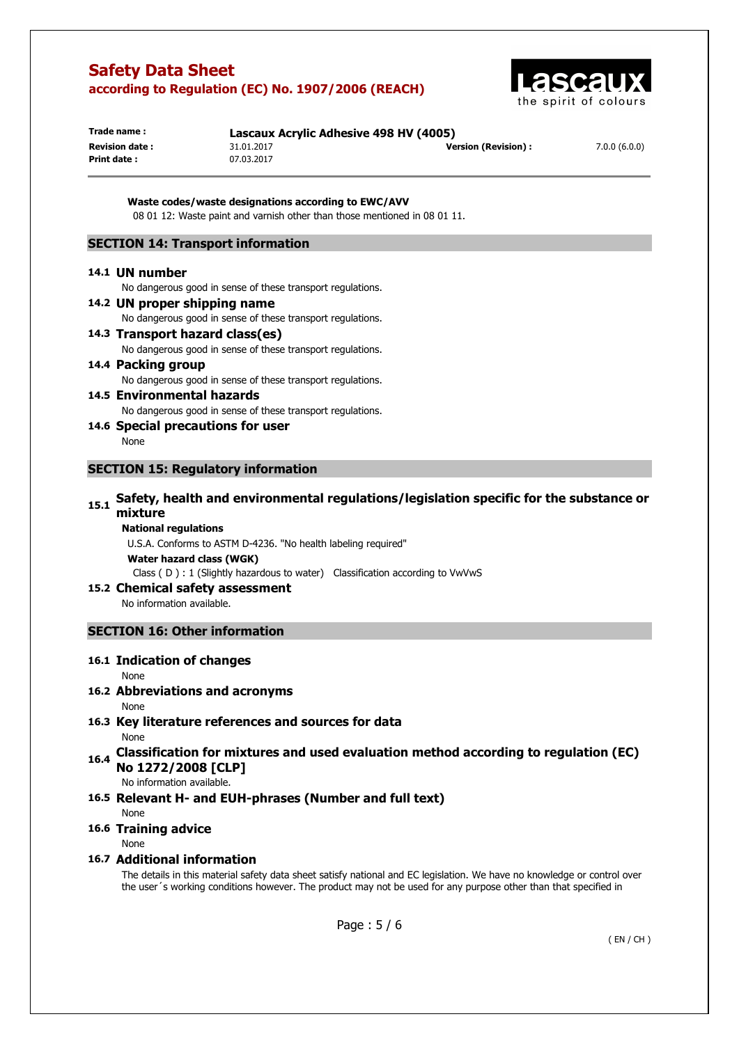**Waste codes/waste designations according to EWC/AVV**

08 01 12: Waste paint and varnish other than those mentioned in 08 01 11.

## SECTION 14: Transport information

### 14.1 UN number

No dangerous good in sense of these transport regulations.

### 14.2 UN proper shipping name

No dangerous good in sense of these transport regulations.

### 14.3 Transport hazard class(es)

No dangerous good in sense of these transport regulations.

### 14.4 Packing group

No dangerous good in sense of these transport regulations.

### 14.5 Environmental hazards

No dangerous good in sense of these transport regulations.

### 14.6 Special precautions for user

None

## SECTION 15: Regulatory information

### 15.1 Safety, health and environmental regulations/legislation specific for the substance or mixture

**National regulations**

U.S.A. Conforms to ASTM D-4236. "No health labeling required"

**Water hazard class (WGK)**

Class ( D ) : 1 (Slightly hazardous to water) Classification according to VwVwS

### 15.2 Chemical safety assessment

No information available.

## SECTION 16: Other information

### 16.1 Indication of changes

None

### 16.2 Abbreviations and acronyms

None

### 16.3 Key literature references and sources for data

None

### 16.4 Classification for mixtures and used evaluation method according to regulation (EC) No 1272/2008 [CLP]

No information available.

### 16.5 Relevant H- and EUH-phrases (Number and full text)

None

### 16.6 Training advice

None

### 16.7 Additional information

The details in this material safety data sheet satisfy national and EC legislation. We have no knowledge or control over the user´s working conditions however. The product may not be used for any purpose other than that specified in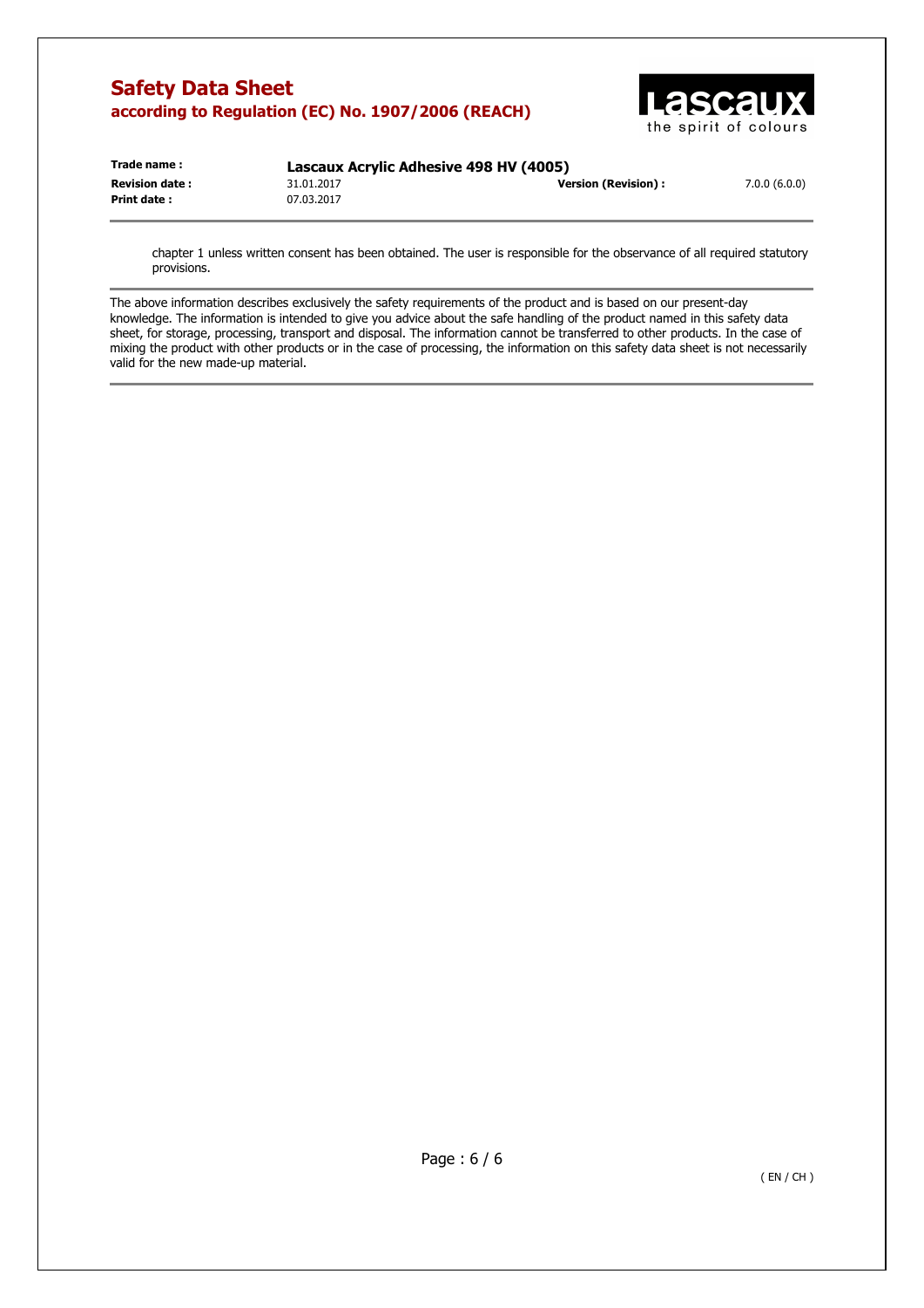chapter 1 unless written consent has been obtained. The user is responsible for the observance of all required statutory provisions.

---

The above information describes exclusively the safety requirements of the product and is based on our present-day knowledge. The information is intended to give you advice about the safe handling of the product named in this safety data sheet, for storage, processing, transport and disposal. The information cannot be transferred to other products. In the case of mixing the product with other products or in the case of processing, the information on this safety data sheet is not necessarily valid for the new made-up material.